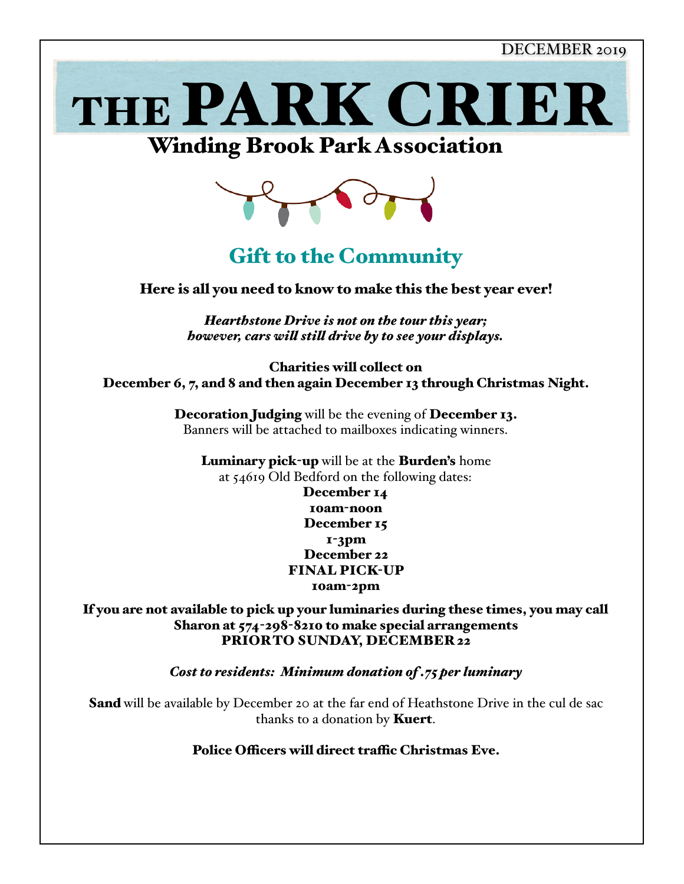DECEMBER 2019

# THE PARK CRIER

## Winding Brook Park Association

## Gift to the Community

**Here is all you need to know to make this the best year ever!**

***Hearthstone Drive is not on the tour this year; however, cars will still drive by to see your displays.***

**Charities will collect on December 6, 7, and 8 and then again December 13 through Christmas Night.**

**Decoration Judging** will be the evening of **December 13.**
Banners will be attached to mailboxes indicating winners.

**Luminary pick-up** will be at the **Burden's** home at 54619 Old Bedford on the following dates:

**December 14**
**10am-noon**
**December 15**
**1-3pm**
**December 22**
**FINAL PICK-UP**
**10am-2pm**

**If you are not available to pick up your luminaries during these times, you may call Sharon at 574-298-8210 to make special arrangements PRIOR TO SUNDAY, DECEMBER 22**

***Cost to residents: Minimum donation of .75 per luminary***

**Sand** will be available by December 20 at the far end of Heathstone Drive in the cul de sac thanks to a donation by **Kuert**.

**Police Officers will direct traffic Christmas Eve.**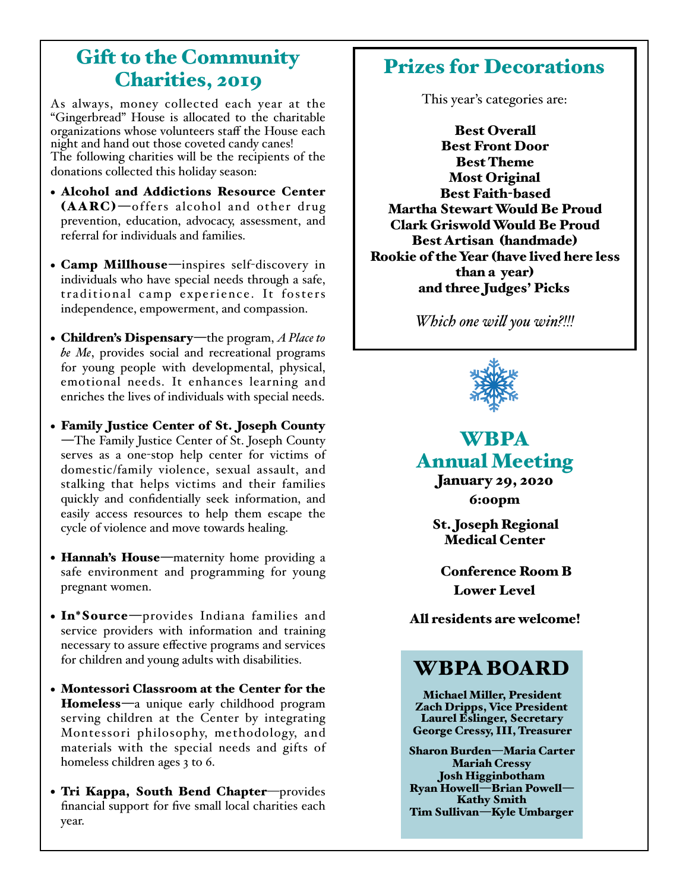## Gift to the Community Charities, 2019

As always, money collected each year at the "Gingerbread" House is allocated to the charitable organizations whose volunteers staff the House each night and hand out those coveted candy canes!
The following charities will be the recipients of the donations collected this holiday season:

- **Alcohol and Addictions Resource Center (AARC)**—offers alcohol and other drug prevention, education, advocacy, assessment, and referral for individuals and families.
- **Camp Millhouse**—inspires self-discovery in individuals who have special needs through a safe, traditional camp experience. It fosters independence, empowerment, and compassion.
- **Children's Dispensary**—the program, *A Place to be Me*, provides social and recreational programs for young people with developmental, physical, emotional needs. It enhances learning and enriches the lives of individuals with special needs.
- **Family Justice Center of St. Joseph County**—The Family Justice Center of St. Joseph County serves as a one-stop help center for victims of domestic/family violence, sexual assault, and stalking that helps victims and their families quickly and confidentially seek information, and easily access resources to help them escape the cycle of violence and move towards healing.
- **Hannah's House**—maternity home providing a safe environment and programming for young pregnant women.
- **In*Source**—provides Indiana families and service providers with information and training necessary to assure effective programs and services for children and young adults with disabilities.
- **Montessori Classroom at the Center for the Homeless**—a unique early childhood program serving children at the Center by integrating Montessori philosophy, methodology, and materials with the special needs and gifts of homeless children ages 3 to 6.
- **Tri Kappa, South Bend Chapter**—provides financial support for five small local charities each year.

## Prizes for Decorations

This year's categories are:

**Best Overall**
**Best Front Door**
**Best Theme**
**Most Original**
**Best Faith-based**
**Martha Stewart Would Be Proud**
**Clark Griswold Would Be Proud**
**Best Artisan (handmade)**
**Rookie of the Year (have lived here less than a year)**
**and three Judges' Picks**

*Which one will you win?!!!*

## WBPA Annual Meeting

**January 29, 2020**
**6:00pm**

**St. Joseph Regional Medical Center**

**Conference Room B**
**Lower Level**

**All residents are welcome!**

## WBPA BOARD

**Michael Miller, President**
**Zach Dripps, Vice President**
**Laurel Eslinger, Secretary**
**George Cressy, III, Treasurer**

**Sharon Burden—Maria Carter**
**Mariah Cressy**
**Josh Higginbotham**
**Ryan Howell—Brian Powell—Kathy Smith**
**Tim Sullivan—Kyle Umbarger**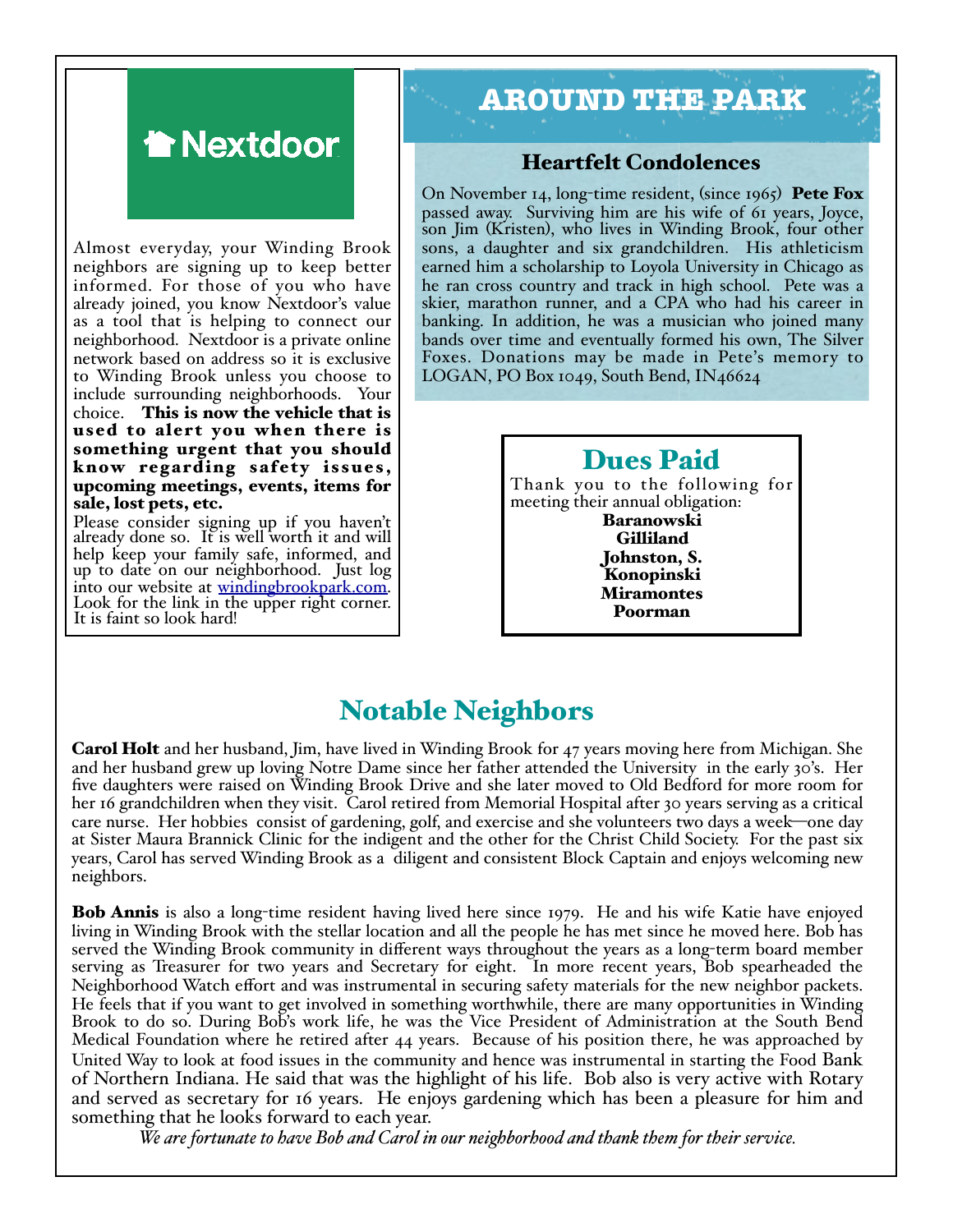**Nextdoor**

Almost everyday, your Winding Brook neighbors are signing up to keep better informed. For those of you who have already joined, you know Nextdoor's value as a tool that is helping to connect our neighborhood. Nextdoor is a private online network based on address so it is exclusive to Winding Brook unless you choose to include surrounding neighborhoods. Your choice. **This is now the vehicle that is used to alert you when there is something urgent that you should know regarding safety issues, upcoming meetings, events, items for sale, lost pets, etc.**

Please consider signing up if you haven't already done so. It is well worth it and will help keep your family safe, informed, and up to date on our neighborhood. Just log into our website at [windingbrookpark.com](windingbrookpark.com). Look for the link in the upper right corner. It is faint so look hard!

# AROUND THE PARK

## Heartfelt Condolences

On November 14, long-time resident, (since 1965) **Pete Fox** passed away. Surviving him are his wife of 61 years, Joyce, son Jim (Kristen), who lives in Winding Brook, four other sons, a daughter and six grandchildren. His athleticism earned him a scholarship to Loyola University in Chicago as he ran cross country and track in high school. Pete was a skier, marathon runner, and a CPA who had his career in banking. In addition, he was a musician who joined many bands over time and eventually formed his own, The Silver Foxes. Donations may be made in Pete's memory to LOGAN, PO Box 1049, South Bend, IN46624

## Dues Paid

Thank you to the following for meeting their annual obligation:

**Baranowski**
**Gilliland**
**Johnston, S.**
**Konopinski**
**Miramontes**
**Poorman**

## Notable Neighbors

**Carol Holt** and her husband, Jim, have lived in Winding Brook for 47 years moving here from Michigan. She and her husband grew up loving Notre Dame since her father attended the University in the early 30's. Her five daughters were raised on Winding Brook Drive and she later moved to Old Bedford for more room for her 16 grandchildren when they visit. Carol retired from Memorial Hospital after 30 years serving as a critical care nurse. Her hobbies consist of gardening, golf, and exercise and she volunteers two days a week—one day at Sister Maura Brannick Clinic for the indigent and the other for the Christ Child Society. For the past six years, Carol has served Winding Brook as a diligent and consistent Block Captain and enjoys welcoming new neighbors.

**Bob Annis** is also a long-time resident having lived here since 1979. He and his wife Katie have enjoyed living in Winding Brook with the stellar location and all the people he has met since he moved here. Bob has served the Winding Brook community in different ways throughout the years as a long-term board member serving as Treasurer for two years and Secretary for eight. In more recent years, Bob spearheaded the Neighborhood Watch effort and was instrumental in securing safety materials for the new neighbor packets. He feels that if you want to get involved in something worthwhile, there are many opportunities in Winding Brook to do so. During Bob's work life, he was the Vice President of Administration at the South Bend Medical Foundation where he retired after 44 years. Because of his position there, he was approached by United Way to look at food issues in the community and hence was instrumental in starting the Food Bank of Northern Indiana. He said that was the highlight of his life. Bob also is very active with Rotary and served as secretary for 16 years. He enjoys gardening which has been a pleasure for him and something that he looks forward to each year.

*We are fortunate to have Bob and Carol in our neighborhood and thank them for their service.*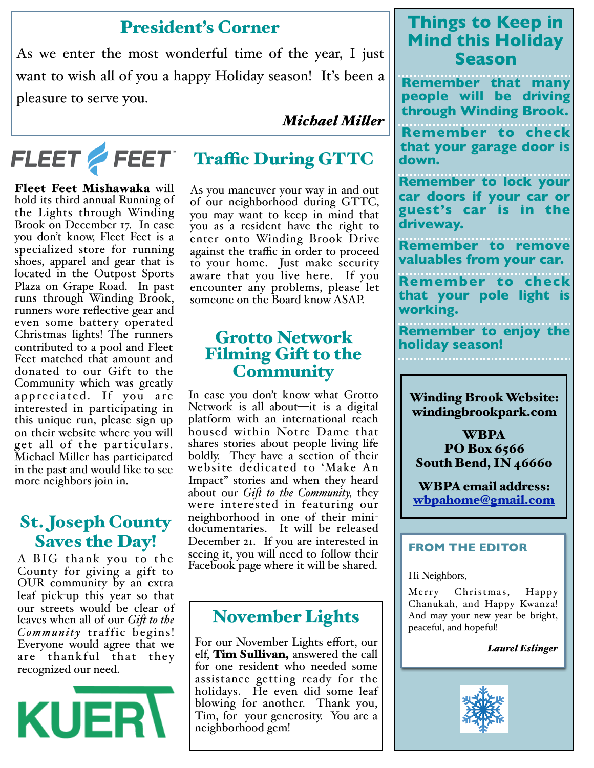## President's Corner

As we enter the most wonderful time of the year, I just want to wish all of you a happy Holiday season! It's been a pleasure to serve you.

***Michael Miller***

**Fleet Feet Mishawaka** will hold its third annual Running of the Lights through Winding Brook on December 17. In case you don't know, Fleet Feet is a specialized store for running shoes, apparel and gear that is located in the Outpost Sports Plaza on Grape Road. In past runs through Winding Brook, runners wore reflective gear and even some battery operated Christmas lights! The runners contributed to a pool and Fleet Feet matched that amount and donated to our Gift to the Community which was greatly appreciated. If you are interested in participating in this unique run, please sign up on their website where you will get all of the particulars. Michael Miller has participated in the past and would like to see more neighbors join in.

## St. Joseph County Saves the Day!

A BIG thank you to the County for giving a gift to OUR community by an extra leaf pick-up this year so that our streets would be clear of leaves when all of our *Gift to the Community* traffic begins! Everyone would agree that we are thankful that they recognized our need.

## Traffic During GTTC

As you maneuver your way in and out of our neighborhood during GTTC, you may want to keep in mind that you as a resident have the right to enter onto Winding Brook Drive against the traffic in order to proceed to your home. Just make security aware that you live here. If you encounter any problems, please let someone on the Board know ASAP.

## Grotto Network Filming Gift to the Community

In case you don't know what Grotto Network is all about—it is a digital platform with an international reach housed within Notre Dame that shares stories about people living life boldly. They have a section of their website dedicated to 'Make An Impact" stories and when they heard about our *Gift to the Community,* they were interested in featuring our neighborhood in one of their mini-documentaries. It will be released December 21. If you are interested in seeing it, you will need to follow their Facebook page where it will be shared.

## November Lights

For our November Lights effort, our elf, **Tim Sullivan,** answered the call for one resident who needed some assistance getting ready for the holidays. He even did some leaf blowing for another. Thank you, Tim, for your generosity. You are a neighborhood gem!

## Things to Keep in Mind this Holiday Season

**Remember that many people will be driving through Winding Brook.**

**Remember to check that your garage door is down.**

**Remember to lock your car doors if your car or guest's car is in the driveway.**

**Remember to remove valuables from your car.**

**Remember to check that your pole light is working.**

**Remember to enjoy the holiday season!**

**Winding Brook Website: windingbrookpark.com**

**WBPA**
**PO Box 6566**
**South Bend, IN 46660**

**WBPA email address:**
**wbpahome@gmail.com**

### FROM THE EDITOR

Hi Neighbors,

Merry Christmas, Happy Chanukah, and Happy Kwanza! And may your new year be bright, peaceful, and hopeful!

***Laurel Eslinger***